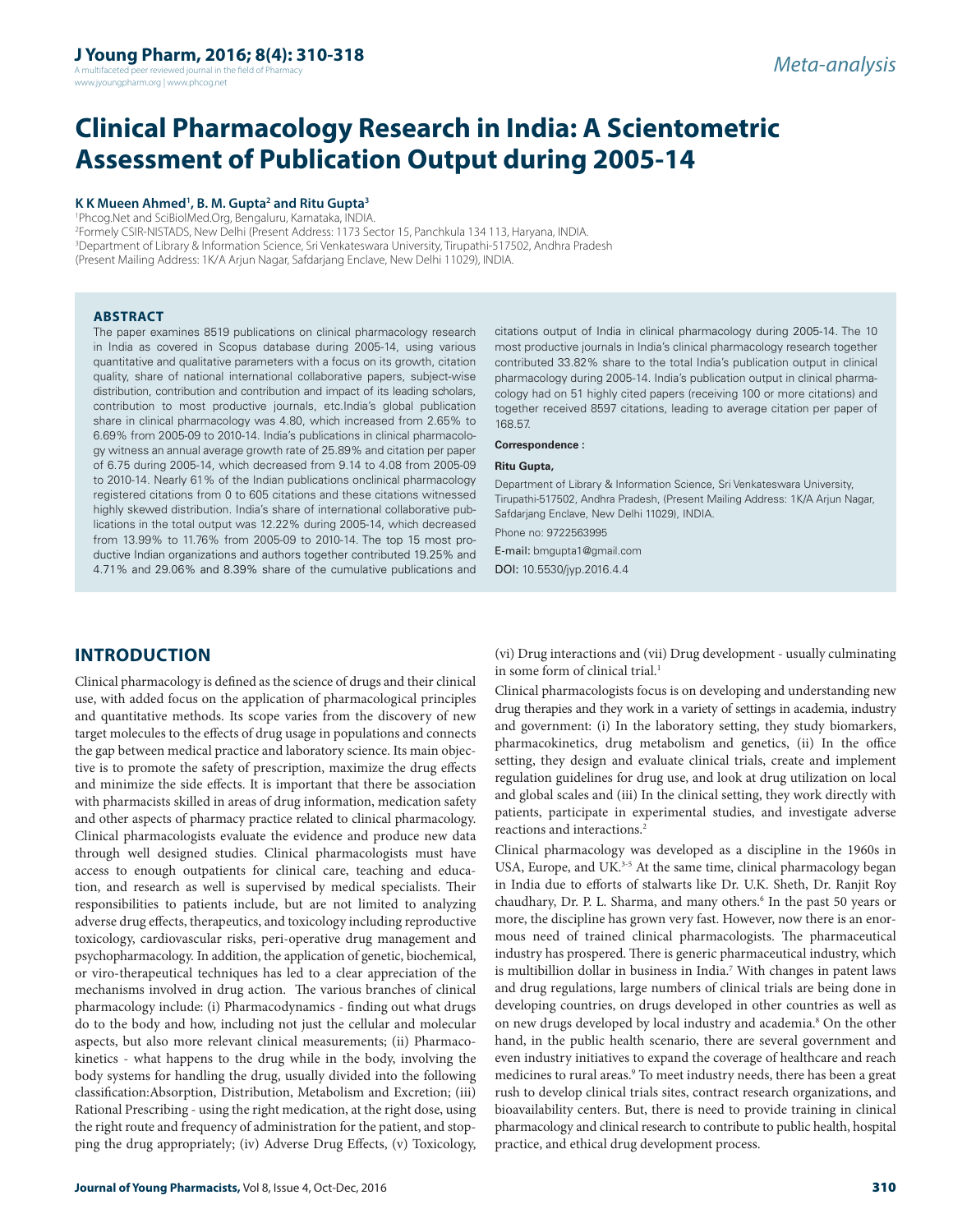Meta-analysis

# Clinical Pharmacology Research in India: A Scientometric Assessment of Publication Output during 2005-14

**K K Mueen Ahmed[1], B. M. Gupta[2] and Ritu Gupta[3]**

[1]Phcog.Net and SciBiolMed.Org, Bengaluru, Karnataka, INDIA.
[2]Formely CSIR-NISTADS, New Delhi (Present Address: 1173 Sector 15, Panchkula 134 113, Haryana, INDIA.
[3]Department of Library & Information Science, Sri Venkateswara University, Tirupathi-517502, Andhra Pradesh (Present Mailing Address: 1K/A Arjun Nagar, Safdarjang Enclave, New Delhi 11029), INDIA.

## ABSTRACT

The paper examines 8519 publications on clinical pharmacology research in India as covered in Scopus database during 2005-14, using various quantitative and qualitative parameters with a focus on its growth, citation quality, share of national international collaborative papers, subject-wise distribution, contribution and contribution and impact of its leading scholars, contribution to most productive journals, etc.India's global publication share in clinical pharmacology was 4.80, which increased from 2.65% to 6.69% from 2005-09 to 2010-14. India's publications in clinical pharmacology witness an annual average growth rate of 25.89% and citation per paper of 6.75 during 2005-14, which decreased from 9.14 to 4.08 from 2005-09 to 2010-14. Nearly 61% of the Indian publications onclinical pharmacology registered citations from 0 to 605 citations and these citations witnessed highly skewed distribution. India's share of international collaborative publications in the total output was 12.22% during 2005-14, which decreased from 13.99% to 11.76% from 2005-09 to 2010-14. The top 15 most productive Indian organizations and authors together contributed 19.25% and 4.71% and 29.06% and 8.39% share of the cumulative publications and citations output of India in clinical pharmacology during 2005-14. The 10 most productive journals in India's clinical pharmacology research together contributed 33.82% share to the total India's publication output in clinical pharmacology during 2005-14. India's publication output in clinical pharmacology had on 51 highly cited papers (receiving 100 or more citations) and together received 8597 citations, leading to average citation per paper of 168.57.

**Correspondence :**

**Ritu Gupta,**

Department of Library & Information Science, Sri Venkateswara University, Tirupathi-517502, Andhra Pradesh, (Present Mailing Address: 1K/A Arjun Nagar, Safdarjang Enclave, New Delhi 11029), INDIA.

Phone no: 9722563995

E-mail: bmgupta1@gmail.com

DOI: 10.5530/jyp.2016.4.4

## INTRODUCTION

Clinical pharmacology is defined as the science of drugs and their clinical use, with added focus on the application of pharmacological principles and quantitative methods. Its scope varies from the discovery of new target molecules to the effects of drug usage in populations and connects the gap between medical practice and laboratory science. Its main objective is to promote the safety of prescription, maximize the drug effects and minimize the side effects. It is important that there be association with pharmacists skilled in areas of drug information, medication safety and other aspects of pharmacy practice related to clinical pharmacology. Clinical pharmacologists evaluate the evidence and produce new data through well designed studies. Clinical pharmacologists must have access to enough outpatients for clinical care, teaching and education, and research as well is supervised by medical specialists. Their responsibilities to patients include, but are not limited to analyzing adverse drug effects, therapeutics, and toxicology including reproductive toxicology, cardiovascular risks, peri-operative drug management and psychopharmacology. In addition, the application of genetic, biochemical, or viro-therapeutical techniques has led to a clear appreciation of the mechanisms involved in drug action. The various branches of clinical pharmacology include: (i) Pharmacodynamics - finding out what drugs do to the body and how, including not just the cellular and molecular aspects, but also more relevant clinical measurements; (ii) Pharmacokinetics - what happens to the drug while in the body, involving the body systems for handling the drug, usually divided into the following classification:Absorption, Distribution, Metabolism and Excretion; (iii) Rational Prescribing - using the right medication, at the right dose, using the right route and frequency of administration for the patient, and stopping the drug appropriately; (iv) Adverse Drug Effects, (v) Toxicology, (vi) Drug interactions and (vii) Drug development - usually culminating in some form of clinical trial.[1]

Clinical pharmacologists focus is on developing and understanding new drug therapies and they work in a variety of settings in academia, industry and government: (i) In the laboratory setting, they study biomarkers, pharmacokinetics, drug metabolism and genetics, (ii) In the office setting, they design and evaluate clinical trials, create and implement regulation guidelines for drug use, and look at drug utilization on local and global scales and (iii) In the clinical setting, they work directly with patients, participate in experimental studies, and investigate adverse reactions and interactions.[2]

Clinical pharmacology was developed as a discipline in the 1960s in USA, Europe, and UK.[3-5] At the same time, clinical pharmacology began in India due to efforts of stalwarts like Dr. U.K. Sheth, Dr. Ranjit Roy chaudhary, Dr. P. L. Sharma, and many others.[6] In the past 50 years or more, the discipline has grown very fast. However, now there is an enormous need of trained clinical pharmacologists. The pharmaceutical industry has prospered. There is generic pharmaceutical industry, which is multibillion dollar in business in India.[7] With changes in patent laws and drug regulations, large numbers of clinical trials are being done in developing countries, on drugs developed in other countries as well as on new drugs developed by local industry and academia.[8] On the other hand, in the public health scenario, there are several government and even industry initiatives to expand the coverage of healthcare and reach medicines to rural areas.[9] To meet industry needs, there has been a great rush to develop clinical trials sites, contract research organizations, and bioavailability centers. But, there is need to provide training in clinical pharmacology and clinical research to contribute to public health, hospital practice, and ethical drug development process.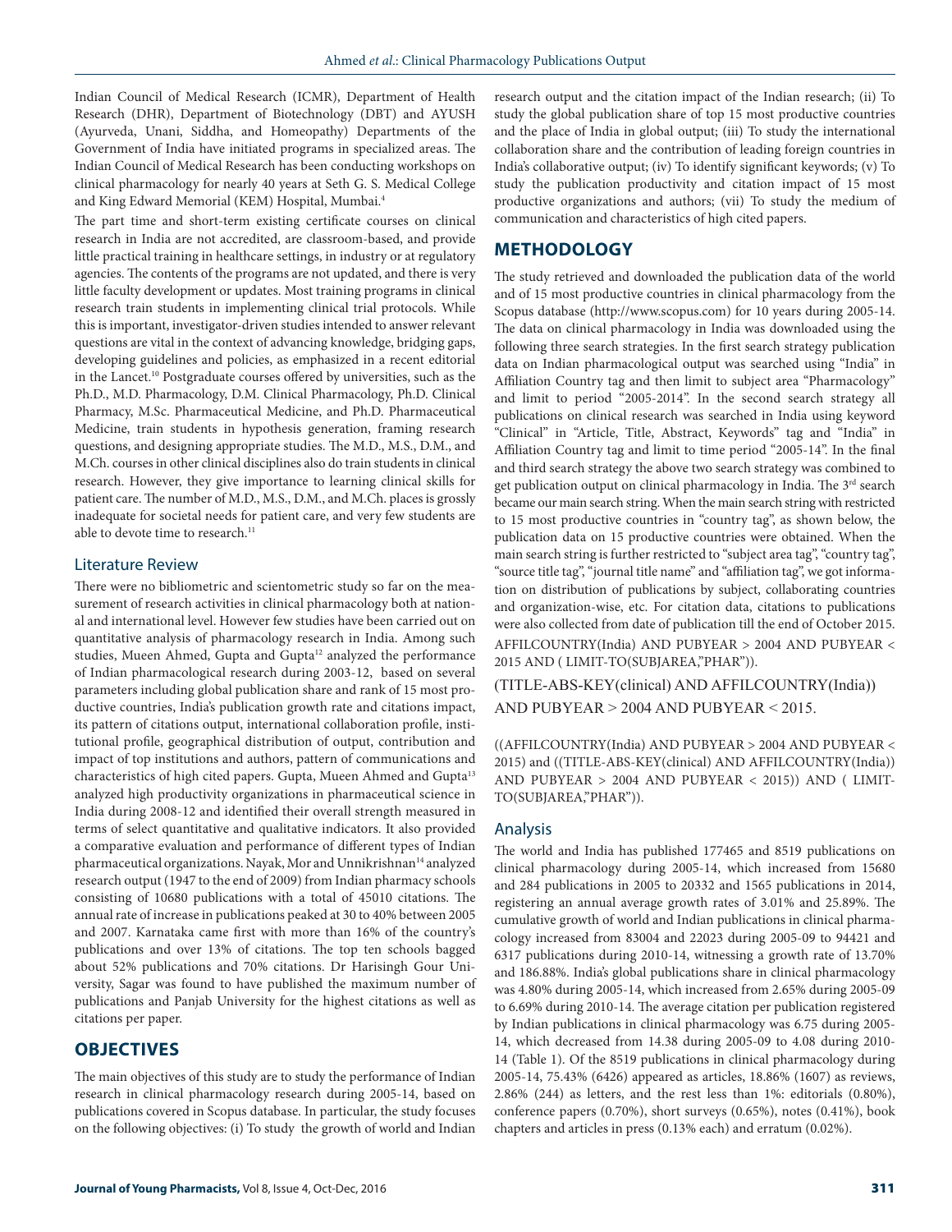Indian Council of Medical Research (ICMR), Department of Health Research (DHR), Department of Biotechnology (DBT) and AYUSH (Ayurveda, Unani, Siddha, and Homeopathy) Departments of the Government of India have initiated programs in specialized areas. The Indian Council of Medical Research has been conducting workshops on clinical pharmacology for nearly 40 years at Seth G. S. Medical College and King Edward Memorial (KEM) Hospital, Mumbai.[4]

The part time and short-term existing certificate courses on clinical research in India are not accredited, are classroom-based, and provide little practical training in healthcare settings, in industry or at regulatory agencies. The contents of the programs are not updated, and there is very little faculty development or updates. Most training programs in clinical research train students in implementing clinical trial protocols. While this is important, investigator-driven studies intended to answer relevant questions are vital in the context of advancing knowledge, bridging gaps, developing guidelines and policies, as emphasized in a recent editorial in the Lancet.[10] Postgraduate courses offered by universities, such as the Ph.D. Pharmacology, M.D. Pharmacology, D.M. Clinical Pharmacology, Ph.D. Clinical Pharmacy, M.Sc. Pharmaceutical Medicine, and Ph.D. Pharmaceutical Medicine, train students in hypothesis generation, framing research questions, and designing appropriate studies. The M.D., M.S., D.M., and M.Ch. courses in other clinical disciplines also do train students in clinical research. However, they give importance to learning clinical skills for patient care. The number of M.D., M.S., D.M., and M.Ch. places is grossly inadequate for societal needs for patient care, and very few students are able to devote time to research.[11]

### Literature Review

There were no bibliometric and scientometric study so far on the measurement of research activities in clinical pharmacology both at national and international level. However few studies have been carried out on quantitative analysis of pharmacology research in India. Among such studies, Mueen Ahmed, Gupta and Gupta[12] analyzed the performance of Indian pharmacological research during 2003-12, based on several parameters including global publication share and rank of 15 most productive countries, India's publication growth rate and citations impact, its pattern of citations output, international collaboration profile, institutional profile, geographical distribution of output, contribution and impact of top institutions and authors, pattern of communications and characteristics of high cited papers. Gupta, Mueen Ahmed and Gupta[13] analyzed high productivity organizations in pharmaceutical science in India during 2008-12 and identified their overall strength measured in terms of select quantitative and qualitative indicators. It also provided a comparative evaluation and performance of different types of Indian pharmaceutical organizations. Nayak, Mor and Unnikrishnan[14] analyzed research output (1947 to the end of 2009) from Indian pharmacy schools consisting of 10680 publications with a total of 45010 citations. The annual rate of increase in publications peaked at 30 to 40% between 2005 and 2007. Karnataka came first with more than 16% of the country's publications and over 13% of citations. The top ten schools bagged about 52% publications and 70% citations. Dr Harisingh Gour University, Sagar was found to have published the maximum number of publications and Panjab University for the highest citations as well as citations per paper.

## OBJECTIVES

The main objectives of this study are to study the performance of Indian research in clinical pharmacology research during 2005-14, based on publications covered in Scopus database. In particular, the study focuses on the following objectives: (i) To study the growth of world and Indian research output and the citation impact of the Indian research; (ii) To study the global publication share of top 15 most productive countries and the place of India in global output; (iii) To study the international collaboration share and the contribution of leading foreign countries in India's collaborative output; (iv) To identify significant keywords; (v) To study the publication productivity and citation impact of 15 most productive organizations and authors; (vii) To study the medium of communication and characteristics of high cited papers.

## METHODOLOGY

The study retrieved and downloaded the publication data of the world and of 15 most productive countries in clinical pharmacology from the Scopus database (http://www.scopus.com) for 10 years during 2005-14. The data on clinical pharmacology in India was downloaded using the following three search strategies. In the first search strategy publication data on Indian pharmacological output was searched using "India" in Affiliation Country tag and then limit to subject area "Pharmacology" and limit to period "2005-2014". In the second search strategy all publications on clinical research was searched in India using keyword "Clinical" in "Article, Title, Abstract, Keywords" tag and "India" in Affiliation Country tag and limit to time period "2005-14". In the final and third search strategy the above two search strategy was combined to get publication output on clinical pharmacology in India. The 3rd search became our main search string. When the main search string with restricted to 15 most productive countries in "country tag", as shown below, the publication data on 15 productive countries were obtained. When the main search string is further restricted to "subject area tag", "country tag", "source title tag", "journal title name" and "affiliation tag", we got information on distribution of publications by subject, collaborating countries and organization-wise, etc. For citation data, citations to publications were also collected from date of publication till the end of October 2015.

AFFILCOUNTRY(India) AND PUBYEAR > 2004 AND PUBYEAR < 2015 AND ( LIMIT-TO(SUBJAREA,"PHAR")).

(TITLE-ABS-KEY(clinical) AND AFFILCOUNTRY(India)) AND PUBYEAR > 2004 AND PUBYEAR < 2015.

((AFFILCOUNTRY(India) AND PUBYEAR > 2004 AND PUBYEAR < 2015) and ((TITLE-ABS-KEY(clinical) AND AFFILCOUNTRY(India)) AND PUBYEAR > 2004 AND PUBYEAR < 2015)) AND ( LIMIT-TO(SUBJAREA,"PHAR")).

### Analysis

The world and India has published 177465 and 8519 publications on clinical pharmacology during 2005-14, which increased from 15680 and 284 publications in 2005 to 20332 and 1565 publications in 2014, registering an annual average growth rates of 3.01% and 25.89%. The cumulative growth of world and Indian publications in clinical pharmacology increased from 83004 and 22023 during 2005-09 to 94421 and 6317 publications during 2010-14, witnessing a growth rate of 13.70% and 186.88%. India's global publications share in clinical pharmacology was 4.80% during 2005-14, which increased from 2.65% during 2005-09 to 6.69% during 2010-14. The average citation per publication registered by Indian publications in clinical pharmacology was 6.75 during 2005-14, which decreased from 14.38 during 2005-09 to 4.08 during 2010-14 (Table 1). Of the 8519 publications in clinical pharmacology during 2005-14, 75.43% (6426) appeared as articles, 18.86% (1607) as reviews, 2.86% (244) as letters, and the rest less than 1%: editorials (0.80%), conference papers (0.70%), short surveys (0.65%), notes (0.41%), book chapters and articles in press (0.13% each) and erratum (0.02%).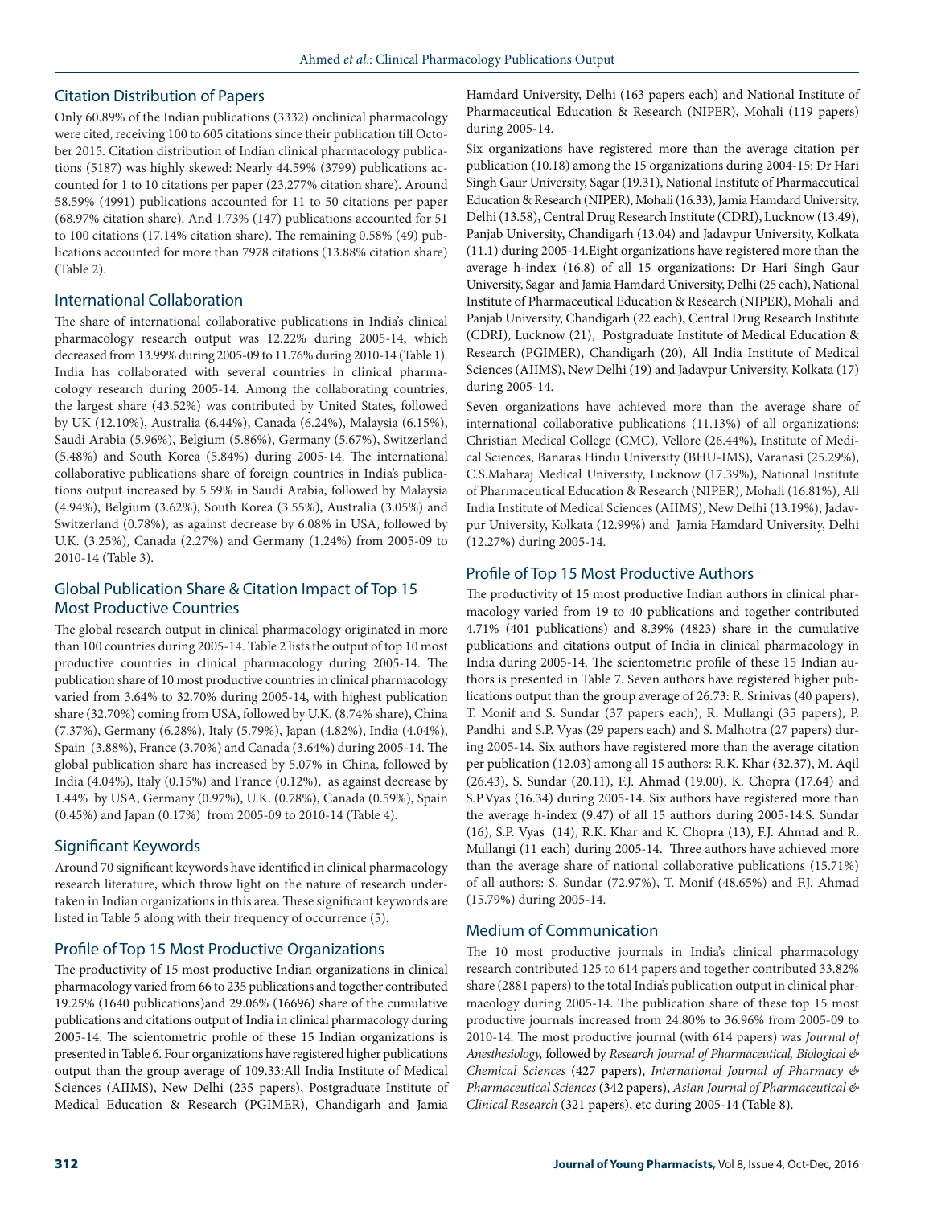## Citation Distribution of Papers

Only 60.89% of the Indian publications (3332) onclinical pharmacology were cited, receiving 100 to 605 citations since their publication till October 2015. Citation distribution of Indian clinical pharmacology publications (5187) was highly skewed: Nearly 44.59% (3799) publications accounted for 1 to 10 citations per paper (23.277% citation share). Around 58.59% (4991) publications accounted for 11 to 50 citations per paper (68.97% citation share). And 1.73% (147) publications accounted for 51 to 100 citations (17.14% citation share). The remaining 0.58% (49) publications accounted for more than 7978 citations (13.88% citation share) (Table 2).

## International Collaboration

The share of international collaborative publications in India's clinical pharmacology research output was 12.22% during 2005-14, which decreased from 13.99% during 2005-09 to 11.76% during 2010-14 (Table 1). India has collaborated with several countries in clinical pharmacology research during 2005-14. Among the collaborating countries, the largest share (43.52%) was contributed by United States, followed by UK (12.10%), Australia (6.44%), Canada (6.24%), Malaysia (6.15%), Saudi Arabia (5.96%), Belgium (5.86%), Germany (5.67%), Switzerland (5.48%) and South Korea (5.84%) during 2005-14. The international collaborative publications share of foreign countries in India's publications output increased by 5.59% in Saudi Arabia, followed by Malaysia (4.94%), Belgium (3.62%), South Korea (3.55%), Australia (3.05%) and Switzerland (0.78%), as against decrease by 6.08% in USA, followed by U.K. (3.25%), Canada (2.27%) and Germany (1.24%) from 2005-09 to 2010-14 (Table 3).

## Global Publication Share & Citation Impact of Top 15 Most Productive Countries

The global research output in clinical pharmacology originated in more than 100 countries during 2005-14. Table 2 lists the output of top 10 most productive countries in clinical pharmacology during 2005-14. The publication share of 10 most productive countries in clinical pharmacology varied from 3.64% to 32.70% during 2005-14, with highest publication share (32.70%) coming from USA, followed by U.K. (8.74% share), China (7.37%), Germany (6.28%), Italy (5.79%), Japan (4.82%), India (4.04%), Spain (3.88%), France (3.70%) and Canada (3.64%) during 2005-14. The global publication share has increased by 5.07% in China, followed by India (4.04%), Italy (0.15%) and France (0.12%), as against decrease by 1.44% by USA, Germany (0.97%), U.K. (0.78%), Canada (0.59%), Spain (0.45%) and Japan (0.17%) from 2005-09 to 2010-14 (Table 4).

## Significant Keywords

Around 70 significant keywords have identified in clinical pharmacology research literature, which throw light on the nature of research undertaken in Indian organizations in this area. These significant keywords are listed in Table 5 along with their frequency of occurrence (5).

## Profile of Top 15 Most Productive Organizations

The productivity of 15 most productive Indian organizations in clinical pharmacology varied from 66 to 235 publications and together contributed 19.25% (1640 publications)and 29.06% (16696) share of the cumulative publications and citations output of India in clinical pharmacology during 2005-14. The scientometric profile of these 15 Indian organizations is presented in Table 6. Four organizations have registered higher publications output than the group average of 109.33:All India Institute of Medical Sciences (AIIMS), New Delhi (235 papers), Postgraduate Institute of Medical Education & Research (PGIMER), Chandigarh and Jamia Hamdard University, Delhi (163 papers each) and National Institute of Pharmaceutical Education & Research (NIPER), Mohali (119 papers) during 2005-14.

Six organizations have registered more than the average citation per publication (10.18) among the 15 organizations during 2004-15: Dr Hari Singh Gaur University, Sagar (19.31), National Institute of Pharmaceutical Education & Research (NIPER), Mohali (16.33), Jamia Hamdard University, Delhi (13.58), Central Drug Research Institute (CDRI), Lucknow (13.49), Panjab University, Chandigarh (13.04) and Jadavpur University, Kolkata (11.1) during 2005-14.Eight organizations have registered more than the average h-index (16.8) of all 15 organizations: Dr Hari Singh Gaur University, Sagar and Jamia Hamdard University, Delhi (25 each), National Institute of Pharmaceutical Education & Research (NIPER), Mohali and Panjab University, Chandigarh (22 each), Central Drug Research Institute (CDRI), Lucknow (21), Postgraduate Institute of Medical Education & Research (PGIMER), Chandigarh (20), All India Institute of Medical Sciences (AIIMS), New Delhi (19) and Jadavpur University, Kolkata (17) during 2005-14.

Seven organizations have achieved more than the average share of international collaborative publications (11.13%) of all organizations: Christian Medical College (CMC), Vellore (26.44%), Institute of Medical Sciences, Banaras Hindu University (BHU-IMS), Varanasi (25.29%), C.S.Maharaj Medical University, Lucknow (17.39%), National Institute of Pharmaceutical Education & Research (NIPER), Mohali (16.81%), All India Institute of Medical Sciences (AIIMS), New Delhi (13.19%), Jadavpur University, Kolkata (12.99%) and Jamia Hamdard University, Delhi (12.27%) during 2005-14.

## Profile of Top 15 Most Productive Authors

The productivity of 15 most productive Indian authors in clinical pharmacology varied from 19 to 40 publications and together contributed 4.71% (401 publications) and 8.39% (4823) share in the cumulative publications and citations output of India in clinical pharmacology in India during 2005-14. The scientometric profile of these 15 Indian authors is presented in Table 7. Seven authors have registered higher publications output than the group average of 26.73: R. Srinivas (40 papers), T. Monif and S. Sundar (37 papers each), R. Mullangi (35 papers), P. Pandhi and S.P. Vyas (29 papers each) and S. Malhotra (27 papers) during 2005-14. Six authors have registered more than the average citation per publication (12.03) among all 15 authors: R.K. Khar (32.37), M. Aqil (26.43), S. Sundar (20.11), F.J. Ahmad (19.00), K. Chopra (17.64) and S.P.Vyas (16.34) during 2005-14. Six authors have registered more than the average h-index (9.47) of all 15 authors during 2005-14:S. Sundar (16), S.P. Vyas (14), R.K. Khar and K. Chopra (13), F.J. Ahmad and R. Mullangi (11 each) during 2005-14. Three authors have achieved more than the average share of national collaborative publications (15.71%) of all authors: S. Sundar (72.97%), T. Monif (48.65%) and F.J. Ahmad (15.79%) during 2005-14.

## Medium of Communication

The 10 most productive journals in India's clinical pharmacology research contributed 125 to 614 papers and together contributed 33.82% share (2881 papers) to the total India's publication output in clinical pharmacology during 2005-14. The publication share of these top 15 most productive journals increased from 24.80% to 36.96% from 2005-09 to 2010-14. The most productive journal (with 614 papers) was *Journal of Anesthesiology,* followed by *Research Journal of Pharmaceutical, Biological & Chemical Sciences* (427 papers), *International Journal of Pharmacy & Pharmaceutical Sciences* (342 papers), *Asian Journal of Pharmaceutical & Clinical Research* (321 papers), etc during 2005-14 (Table 8).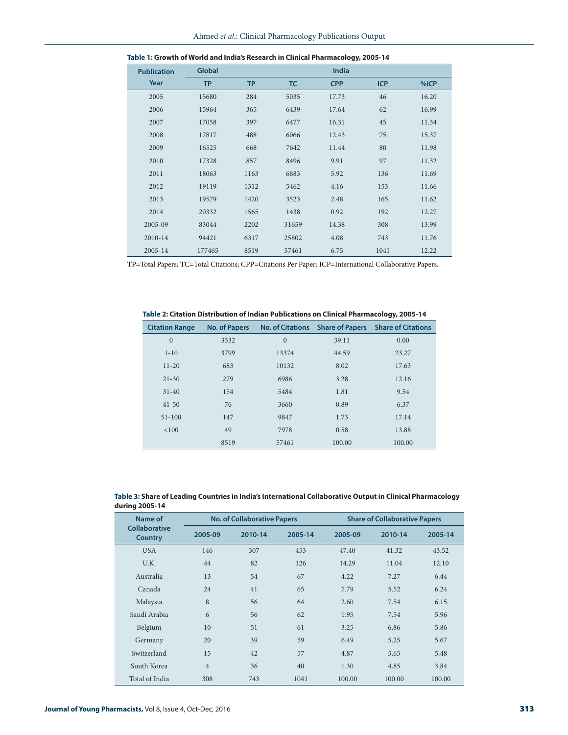**Table 1: Growth of World and India's Research in Clinical Pharmacology, 2005-14**

| Publication Year | Global | India | | | | |
|---|---|---|---|---|---|---|
| | TP | TP | TC | CPP | ICP | %ICP |
| 2005 | 15680 | 284 | 5035 | 17.73 | 46 | 16.20 |
| 2006 | 15964 | 365 | 6439 | 17.64 | 62 | 16.99 |
| 2007 | 17058 | 397 | 6477 | 16.31 | 45 | 11.34 |
| 2008 | 17817 | 488 | 6066 | 12.43 | 75 | 15.37 |
| 2009 | 16525 | 668 | 7642 | 11.44 | 80 | 11.98 |
| 2010 | 17328 | 857 | 8496 | 9.91 | 97 | 11.32 |
| 2011 | 18063 | 1163 | 6883 | 5.92 | 136 | 11.69 |
| 2012 | 19119 | 1312 | 5462 | 4.16 | 153 | 11.66 |
| 2013 | 19579 | 1420 | 3523 | 2.48 | 165 | 11.62 |
| 2014 | 20332 | 1565 | 1438 | 0.92 | 192 | 12.27 |
| 2005-09 | 83044 | 2202 | 31659 | 14.38 | 308 | 13.99 |
| 2010-14 | 94421 | 6317 | 25802 | 4.08 | 743 | 11.76 |
| 2005-14 | 177465 | 8519 | 57461 | 6.75 | 1041 | 12.22 |

TP=Total Papers; TC=Total Citations; CPP=Citations Per Paper; ICP=International Collaborative Papers.

**Table 2: Citation Distribution of Indian Publications on Clinical Pharmacology, 2005-14**

| Citation Range | No. of Papers | No. of Citations | Share of Papers | Share of Citations |
|---|---|---|---|---|
| 0 | 3332 | 0 | 39.11 | 0.00 |
| 1-10 | 3799 | 13374 | 44.59 | 23.27 |
| 11-20 | 683 | 10132 | 8.02 | 17.63 |
| 21-30 | 279 | 6986 | 3.28 | 12.16 |
| 31-40 | 154 | 5484 | 1.81 | 9.54 |
| 41-50 | 76 | 3660 | 0.89 | 6.37 |
| 51-100 | 147 | 9847 | 1.73 | 17.14 |
| <100 | 49 | 7978 | 0.58 | 13.88 |
| | 8519 | 57461 | 100.00 | 100.00 |

**Table 3: Share of Leading Countries in India's International Collaborative Output in Clinical Pharmacology during 2005-14**

| Name of Collaborative Country | No. of Collaborative Papers | | | Share of Collaborative Papers | | |
|---|---|---|---|---|---|---|
| | 2005-09 | 2010-14 | 2005-14 | 2005-09 | 2010-14 | 2005-14 |
| USA | 146 | 307 | 453 | 47.40 | 41.32 | 43.52 |
| U.K. | 44 | 82 | 126 | 14.29 | 11.04 | 12.10 |
| Australia | 13 | 54 | 67 | 4.22 | 7.27 | 6.44 |
| Canada | 24 | 41 | 65 | 7.79 | 5.52 | 6.24 |
| Malaysia | 8 | 56 | 64 | 2.60 | 7.54 | 6.15 |
| Saudi Arabia | 6 | 56 | 62 | 1.95 | 7.54 | 5.96 |
| Belgium | 10 | 51 | 61 | 3.25 | 6.86 | 5.86 |
| Germany | 20 | 39 | 59 | 6.49 | 5.25 | 5.67 |
| Switzerland | 15 | 42 | 57 | 4.87 | 5.65 | 5.48 |
| South Korea | 4 | 36 | 40 | 1.30 | 4.85 | 3.84 |
| Total of India | 308 | 743 | 1041 | 100.00 | 100.00 | 100.00 |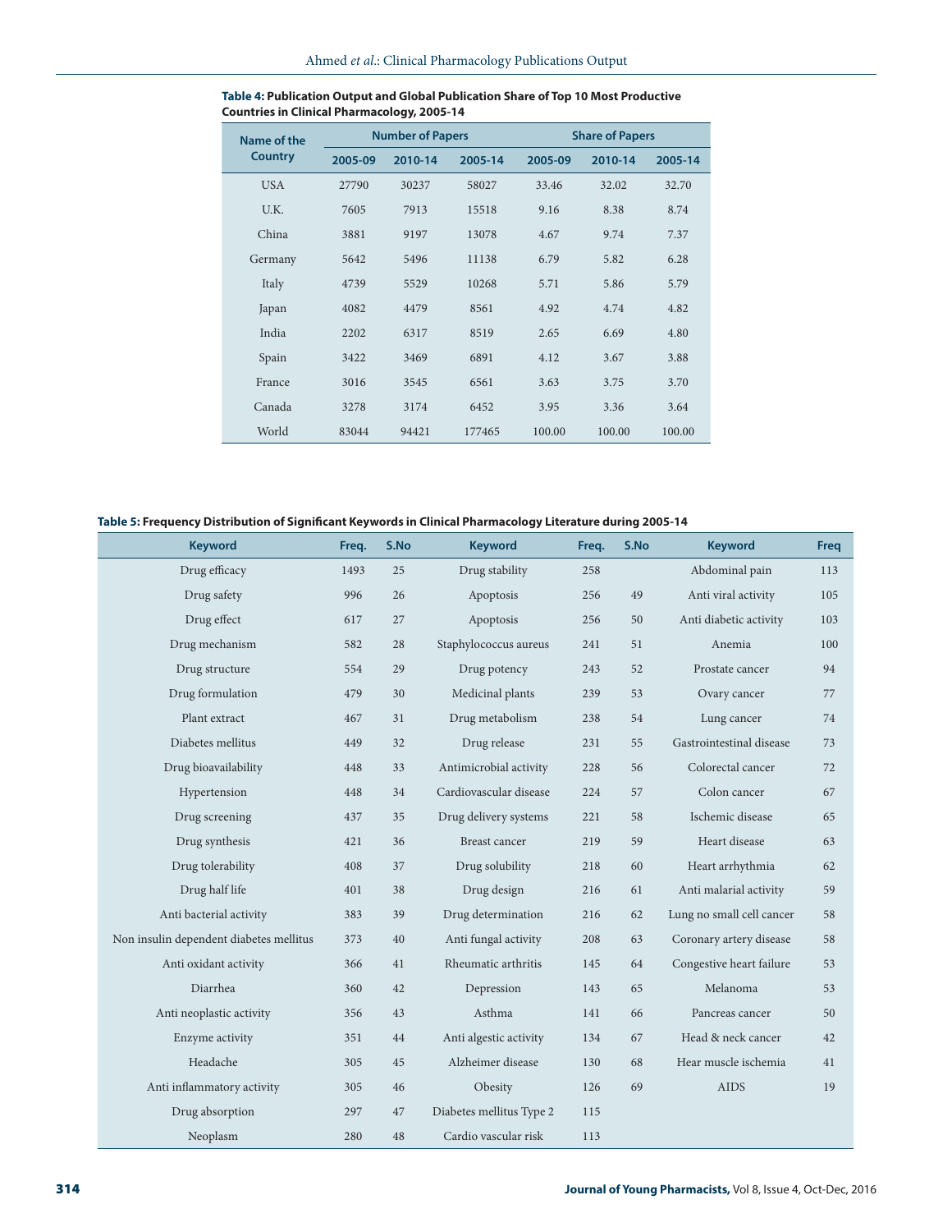**Table 4:** **Publication Output and Global Publication Share of Top 10 Most Productive Countries in Clinical Pharmacology, 2005-14**

| Name of the Country | Number of Papers | | | Share of Papers | | |
|---|---|---|---|---|---|---|
| | 2005-09 | 2010-14 | 2005-14 | 2005-09 | 2010-14 | 2005-14 |
| USA | 27790 | 30237 | 58027 | 33.46 | 32.02 | 32.70 |
| U.K. | 7605 | 7913 | 15518 | 9.16 | 8.38 | 8.74 |
| China | 3881 | 9197 | 13078 | 4.67 | 9.74 | 7.37 |
| Germany | 5642 | 5496 | 11138 | 6.79 | 5.82 | 6.28 |
| Italy | 4739 | 5529 | 10268 | 5.71 | 5.86 | 5.79 |
| Japan | 4082 | 4479 | 8561 | 4.92 | 4.74 | 4.82 |
| India | 2202 | 6317 | 8519 | 2.65 | 6.69 | 4.80 |
| Spain | 3422 | 3469 | 6891 | 4.12 | 3.67 | 3.88 |
| France | 3016 | 3545 | 6561 | 3.63 | 3.75 | 3.70 |
| Canada | 3278 | 3174 | 6452 | 3.95 | 3.36 | 3.64 |
| World | 83044 | 94421 | 177465 | 100.00 | 100.00 | 100.00 |

**Table 5:** **Frequency Distribution of Significant Keywords in Clinical Pharmacology Literature during 2005-14**

| Keyword | Freq. | S.No | Keyword | Freq. | S.No | Keyword | Freq |
|---|---|---|---|---|---|---|---|
| Drug efficacy | 1493 | 25 | Drug stability | 258 | | Abdominal pain | 113 |
| Drug safety | 996 | 26 | Apoptosis | 256 | 49 | Anti viral activity | 105 |
| Drug effect | 617 | 27 | Apoptosis | 256 | 50 | Anti diabetic activity | 103 |
| Drug mechanism | 582 | 28 | Staphylococcus aureus | 241 | 51 | Anemia | 100 |
| Drug structure | 554 | 29 | Drug potency | 243 | 52 | Prostate cancer | 94 |
| Drug formulation | 479 | 30 | Medicinal plants | 239 | 53 | Ovary cancer | 77 |
| Plant extract | 467 | 31 | Drug metabolism | 238 | 54 | Lung cancer | 74 |
| Diabetes mellitus | 449 | 32 | Drug release | 231 | 55 | Gastrointestinal disease | 73 |
| Drug bioavailability | 448 | 33 | Antimicrobial activity | 228 | 56 | Colorectal cancer | 72 |
| Hypertension | 448 | 34 | Cardiovascular disease | 224 | 57 | Colon cancer | 67 |
| Drug screening | 437 | 35 | Drug delivery systems | 221 | 58 | Ischemic disease | 65 |
| Drug synthesis | 421 | 36 | Breast cancer | 219 | 59 | Heart disease | 63 |
| Drug tolerability | 408 | 37 | Drug solubility | 218 | 60 | Heart arrhythmia | 62 |
| Drug half life | 401 | 38 | Drug design | 216 | 61 | Anti malarial activity | 59 |
| Anti bacterial activity | 383 | 39 | Drug determination | 216 | 62 | Lung no small cell cancer | 58 |
| Non insulin dependent diabetes mellitus | 373 | 40 | Anti fungal activity | 208 | 63 | Coronary artery disease | 58 |
| Anti oxidant activity | 366 | 41 | Rheumatic arthritis | 145 | 64 | Congestive heart failure | 53 |
| Diarrhea | 360 | 42 | Depression | 143 | 65 | Melanoma | 53 |
| Anti neoplastic activity | 356 | 43 | Asthma | 141 | 66 | Pancreas cancer | 50 |
| Enzyme activity | 351 | 44 | Anti algestic activity | 134 | 67 | Head & neck cancer | 42 |
| Headache | 305 | 45 | Alzheimer disease | 130 | 68 | Hear muscle ischemia | 41 |
| Anti inflammatory activity | 305 | 46 | Obesity | 126 | 69 | AIDS | 19 |
| Drug absorption | 297 | 47 | Diabetes mellitus Type 2 | 115 | | | |
| Neoplasm | 280 | 48 | Cardio vascular risk | 113 | | | |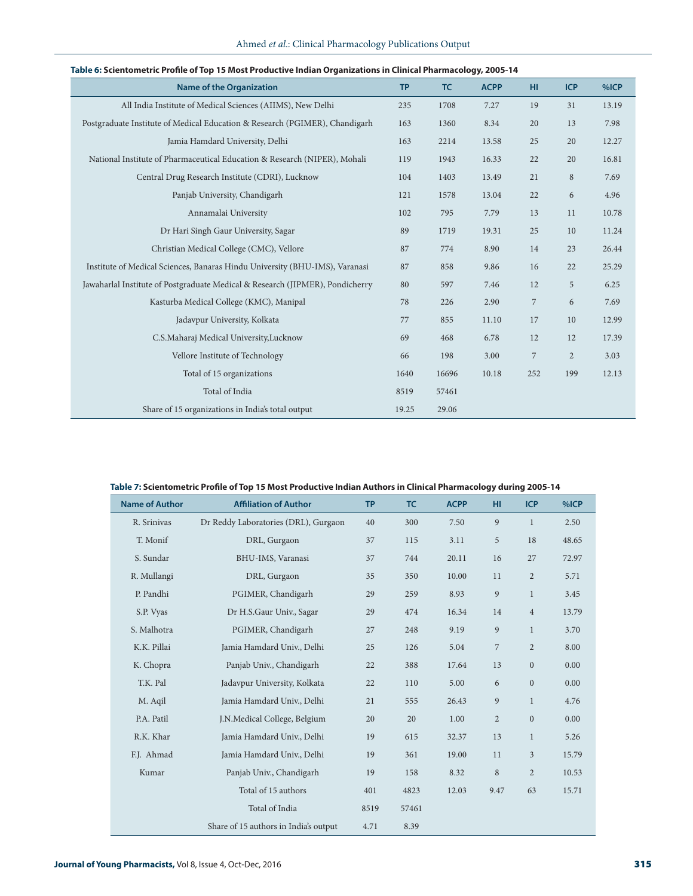**Table 6: Scientometric Profile of Top 15 Most Productive Indian Organizations in Clinical Pharmacology, 2005-14**

| Name of the Organization | TP | TC | ACPP | HI | ICP | %ICP |
|---|---|---|---|---|---|---|
| All India Institute of Medical Sciences (AIIMS), New Delhi | 235 | 1708 | 7.27 | 19 | 31 | 13.19 |
| Postgraduate Institute of Medical Education & Research (PGIMER), Chandigarh | 163 | 1360 | 8.34 | 20 | 13 | 7.98 |
| Jamia Hamdard University, Delhi | 163 | 2214 | 13.58 | 25 | 20 | 12.27 |
| National Institute of Pharmaceutical Education & Research (NIPER), Mohali | 119 | 1943 | 16.33 | 22 | 20 | 16.81 |
| Central Drug Research Institute (CDRI), Lucknow | 104 | 1403 | 13.49 | 21 | 8 | 7.69 |
| Panjab University, Chandigarh | 121 | 1578 | 13.04 | 22 | 6 | 4.96 |
| Annamalai University | 102 | 795 | 7.79 | 13 | 11 | 10.78 |
| Dr Hari Singh Gaur University, Sagar | 89 | 1719 | 19.31 | 25 | 10 | 11.24 |
| Christian Medical College (CMC), Vellore | 87 | 774 | 8.90 | 14 | 23 | 26.44 |
| Institute of Medical Sciences, Banaras Hindu University (BHU-IMS), Varanasi | 87 | 858 | 9.86 | 16 | 22 | 25.29 |
| Jawaharlal Institute of Postgraduate Medical & Research (JIPMER), Pondicherry | 80 | 597 | 7.46 | 12 | 5 | 6.25 |
| Kasturba Medical College (KMC), Manipal | 78 | 226 | 2.90 | 7 | 6 | 7.69 |
| Jadavpur University, Kolkata | 77 | 855 | 11.10 | 17 | 10 | 12.99 |
| C.S.Maharaj Medical University,Lucknow | 69 | 468 | 6.78 | 12 | 12 | 17.39 |
| Vellore Institute of Technology | 66 | 198 | 3.00 | 7 | 2 | 3.03 |
| Total of 15 organizations | 1640 | 16696 | 10.18 | 252 | 199 | 12.13 |
| Total of India | 8519 | 57461 | | | | |
| Share of 15 organizations in India's total output | 19.25 | 29.06 | | | | |

**Table 7: Scientometric Profile of Top 15 Most Productive Indian Authors in Clinical Pharmacology during 2005-14**

| Name of Author | Affiliation of Author | TP | TC | ACPP | HI | ICP | %ICP |
|---|---|---|---|---|---|---|---|
| R. Srinivas | Dr Reddy Laboratories (DRL), Gurgaon | 40 | 300 | 7.50 | 9 | 1 | 2.50 |
| T. Monif | DRL, Gurgaon | 37 | 115 | 3.11 | 5 | 18 | 48.65 |
| S. Sundar | BHU-IMS, Varanasi | 37 | 744 | 20.11 | 16 | 27 | 72.97 |
| R. Mullangi | DRL, Gurgaon | 35 | 350 | 10.00 | 11 | 2 | 5.71 |
| P. Pandhi | PGIMER, Chandigarh | 29 | 259 | 8.93 | 9 | 1 | 3.45 |
| S.P. Vyas | Dr H.S.Gaur Univ., Sagar | 29 | 474 | 16.34 | 14 | 4 | 13.79 |
| S. Malhotra | PGIMER, Chandigarh | 27 | 248 | 9.19 | 9 | 1 | 3.70 |
| K.K. Pillai | Jamia Hamdard Univ., Delhi | 25 | 126 | 5.04 | 7 | 2 | 8.00 |
| K. Chopra | Panjab Univ., Chandigarh | 22 | 388 | 17.64 | 13 | 0 | 0.00 |
| T.K. Pal | Jadavpur University, Kolkata | 22 | 110 | 5.00 | 6 | 0 | 0.00 |
| M. Aqil | Jamia Hamdard Univ., Delhi | 21 | 555 | 26.43 | 9 | 1 | 4.76 |
| P.A. Patil | J.N.Medical College, Belgium | 20 | 20 | 1.00 | 2 | 0 | 0.00 |
| R.K. Khar | Jamia Hamdard Univ., Delhi | 19 | 615 | 32.37 | 13 | 1 | 5.26 |
| F.J. Ahmad | Jamia Hamdard Univ., Delhi | 19 | 361 | 19.00 | 11 | 3 | 15.79 |
| Kumar | Panjab Univ., Chandigarh | 19 | 158 | 8.32 | 8 | 2 | 10.53 |
| | Total of 15 authors | 401 | 4823 | 12.03 | 9.47 | 63 | 15.71 |
| | Total of India | 8519 | 57461 | | | | |
| | Share of 15 authors in India's output | 4.71 | 8.39 | | | | |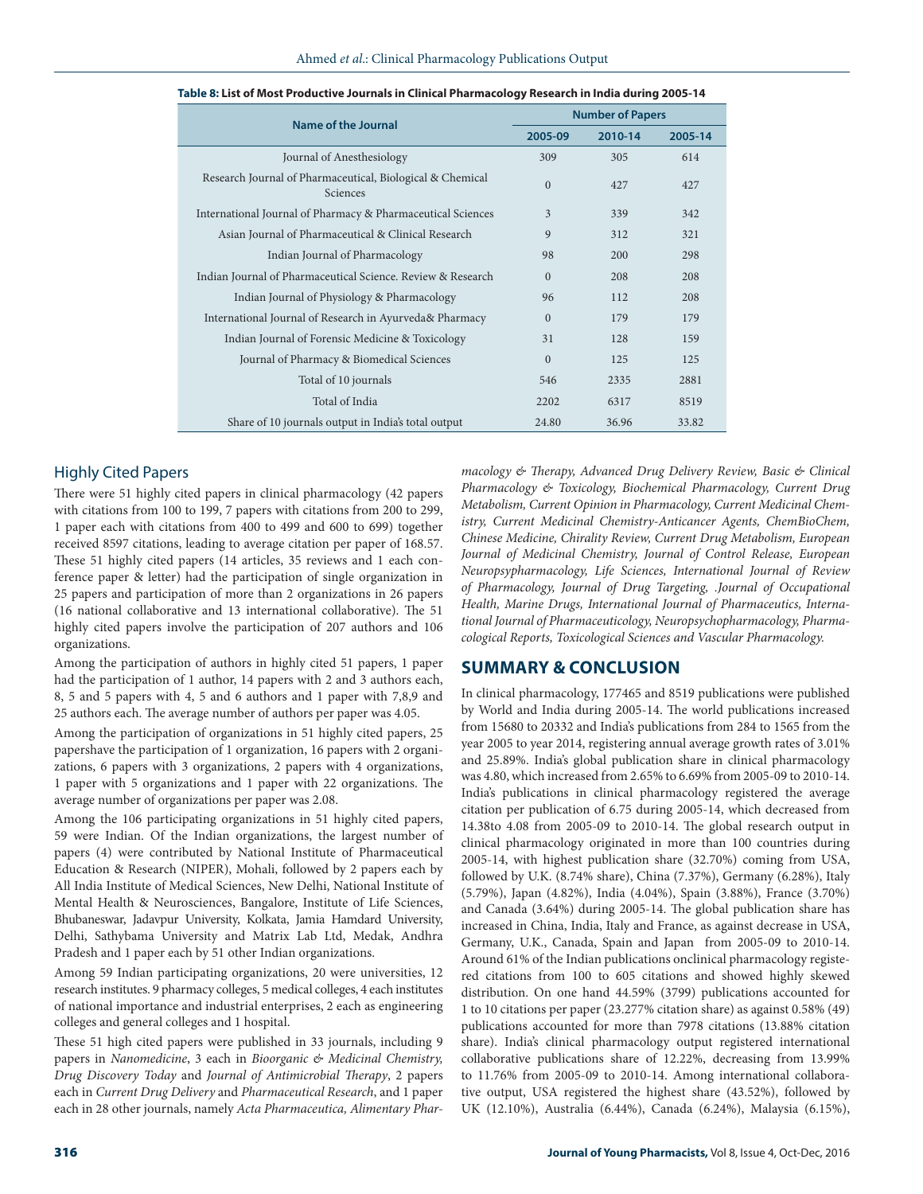**Table 8: List of Most Productive Journals in Clinical Pharmacology Research in India during 2005-14**

| Name of the Journal | Number of Papers | | |
|---|---|---|---|
| | 2005-09 | 2010-14 | 2005-14 |
| Journal of Anesthesiology | 309 | 305 | 614 |
| Research Journal of Pharmaceutical, Biological & Chemical Sciences | 0 | 427 | 427 |
| International Journal of Pharmacy & Pharmaceutical Sciences | 3 | 339 | 342 |
| Asian Journal of Pharmaceutical & Clinical Research | 9 | 312 | 321 |
| Indian Journal of Pharmacology | 98 | 200 | 298 |
| Indian Journal of Pharmaceutical Science. Review & Research | 0 | 208 | 208 |
| Indian Journal of Physiology & Pharmacology | 96 | 112 | 208 |
| International Journal of Research in Ayurveda& Pharmacy | 0 | 179 | 179 |
| Indian Journal of Forensic Medicine & Toxicology | 31 | 128 | 159 |
| Journal of Pharmacy & Biomedical Sciences | 0 | 125 | 125 |
| Total of 10 journals | 546 | 2335 | 2881 |
| Total of India | 2202 | 6317 | 8519 |
| Share of 10 journals output in India's total output | 24.80 | 36.96 | 33.82 |

## Highly Cited Papers

There were 51 highly cited papers in clinical pharmacology (42 papers with citations from 100 to 199, 7 papers with citations from 200 to 299, 1 paper each with citations from 400 to 499 and 600 to 699) together received 8597 citations, leading to average citation per paper of 168.57. These 51 highly cited papers (14 articles, 35 reviews and 1 each conference paper & letter) had the participation of single organization in 25 papers and participation of more than 2 organizations in 26 papers (16 national collaborative and 13 international collaborative). The 51 highly cited papers involve the participation of 207 authors and 106 organizations.

Among the participation of authors in highly cited 51 papers, 1 paper had the participation of 1 author, 14 papers with 2 and 3 authors each, 8, 5 and 5 papers with 4, 5 and 6 authors and 1 paper with 7,8,9 and 25 authors each. The average number of authors per paper was 4.05.

Among the participation of organizations in 51 highly cited papers, 25 papershave the participation of 1 organization, 16 papers with 2 organizations, 6 papers with 3 organizations, 2 papers with 4 organizations, 1 paper with 5 organizations and 1 paper with 22 organizations. The average number of organizations per paper was 2.08.

Among the 106 participating organizations in 51 highly cited papers, 59 were Indian. Of the Indian organizations, the largest number of papers (4) were contributed by National Institute of Pharmaceutical Education & Research (NIPER), Mohali, followed by 2 papers each by All India Institute of Medical Sciences, New Delhi, National Institute of Mental Health & Neurosciences, Bangalore, Institute of Life Sciences, Bhubaneswar, Jadavpur University, Kolkata, Jamia Hamdard University, Delhi, Sathybama University and Matrix Lab Ltd, Medak, Andhra Pradesh and 1 paper each by 51 other Indian organizations.

Among 59 Indian participating organizations, 20 were universities, 12 research institutes. 9 pharmacy colleges, 5 medical colleges, 4 each institutes of national importance and industrial enterprises, 2 each as engineering colleges and general colleges and 1 hospital.

These 51 high cited papers were published in 33 journals, including 9 papers in *Nanomedicine*, 3 each in *Bioorganic & Medicinal Chemistry, Drug Discovery Today* and *Journal of Antimicrobial Therapy*, 2 papers each in *Current Drug Delivery* and *Pharmaceutical Research*, and 1 paper each in 28 other journals, namely *Acta Pharmaceutica, Alimentary Pharmacology & Therapy, Advanced Drug Delivery Review, Basic & Clinical Pharmacology & Toxicology, Biochemical Pharmacology, Current Drug Metabolism, Current Opinion in Pharmacology, Current Medicinal Chemistry, Current Medicinal Chemistry-Anticancer Agents, ChemBioChem, Chinese Medicine, Chirality Review, Current Drug Metabolism, European Journal of Medicinal Chemistry, Journal of Control Release, European Neuropsypharmacology, Life Sciences, International Journal of Review of Pharmacology, Journal of Drug Targeting, .Journal of Occupational Health, Marine Drugs, International Journal of Pharmaceutics, International Journal of Pharmaceuticology, Neuropsychopharmacology, Pharmacological Reports, Toxicological Sciences and Vascular Pharmacology.*

## SUMMARY & CONCLUSION

In clinical pharmacology, 177465 and 8519 publications were published by World and India during 2005-14. The world publications increased from 15680 to 20332 and India's publications from 284 to 1565 from the year 2005 to year 2014, registering annual average growth rates of 3.01% and 25.89%. India's global publication share in clinical pharmacology was 4.80, which increased from 2.65% to 6.69% from 2005-09 to 2010-14. India's publications in clinical pharmacology registered the average citation per publication of 6.75 during 2005-14, which decreased from 14.38to 4.08 from 2005-09 to 2010-14. The global research output in clinical pharmacology originated in more than 100 countries during 2005-14, with highest publication share (32.70%) coming from USA, followed by U.K. (8.74% share), China (7.37%), Germany (6.28%), Italy (5.79%), Japan (4.82%), India (4.04%), Spain (3.88%), France (3.70%) and Canada (3.64%) during 2005-14. The global publication share has increased in China, India, Italy and France, as against decrease in USA, Germany, U.K., Canada, Spain and Japan from 2005-09 to 2010-14. Around 61% of the Indian publications onclinical pharmacology registered citations from 100 to 605 citations and showed highly skewed distribution. On one hand 44.59% (3799) publications accounted for 1 to 10 citations per paper (23.277% citation share) as against 0.58% (49) publications accounted for more than 7978 citations (13.88% citation share). India's clinical pharmacology output registered international collaborative publications share of 12.22%, decreasing from 13.99% to 11.76% from 2005-09 to 2010-14. Among international collaborative output, USA registered the highest share (43.52%), followed by UK (12.10%), Australia (6.44%), Canada (6.24%), Malaysia (6.15%),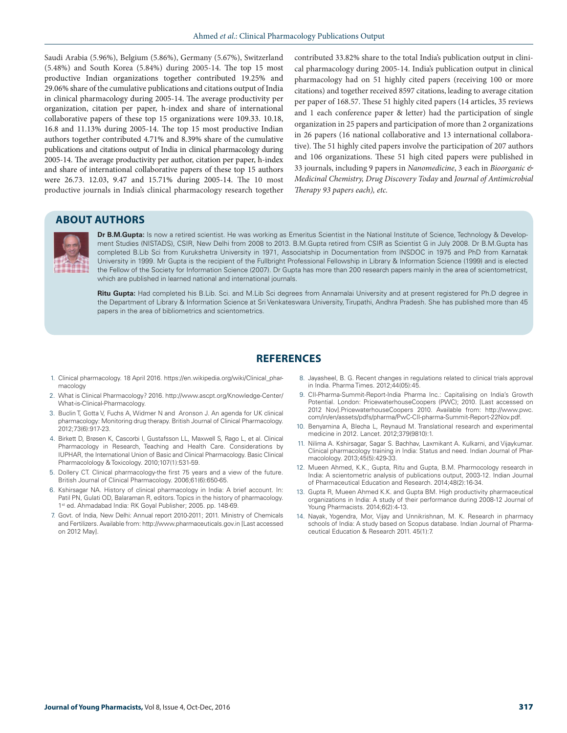Saudi Arabia (5.96%), Belgium (5.86%), Germany (5.67%), Switzerland (5.48%) and South Korea (5.84%) during 2005-14. The top 15 most productive Indian organizations together contributed 19.25% and 29.06% share of the cumulative publications and citations output of India in clinical pharmacology during 2005-14. The average productivity per organization, citation per paper, h-index and share of international collaborative papers of these top 15 organizations were 109.33. 10.18, 16.8 and 11.13% during 2005-14. The top 15 most productive Indian authors together contributed 4.71% and 8.39% share of the cumulative publications and citations output of India in clinical pharmacology during 2005-14. The average productivity per author, citation per paper, h-index and share of international collaborative papers of these top 15 authors were 26.73. 12.03, 9.47 and 15.71% during 2005-14. The 10 most productive journals in India's clinical pharmacology research together contributed 33.82% share to the total India's publication output in clinical pharmacology during 2005-14. India's publication output in clinical pharmacology had on 51 highly cited papers (receiving 100 or more citations) and together received 8597 citations, leading to average citation per paper of 168.57. These 51 highly cited papers (14 articles, 35 reviews and 1 each conference paper & letter) had the participation of single organization in 25 papers and participation of more than 2 organizations in 26 papers (16 national collaborative and 13 international collaborative). The 51 highly cited papers involve the participation of 207 authors and 106 organizations. These 51 high cited papers were published in 33 journals, including 9 papers in *Nanomedicine*, 3 each in *Bioorganic & Medicinal Chemistry, Drug Discovery Today* and *Journal of Antimicrobial Therapy 93 papers each), etc.*

## ABOUT AUTHORS

**Dr B.M.Gupta:** Is now a retired scientist. He was working as Emeritus Scientist in the National Institute of Science, Technology & Development Studies (NISTADS), CSIR, New Delhi from 2008 to 2013. B.M.Gupta retired from CSIR as Scientist G in July 2008. Dr B.M.Gupta has completed B.Lib Sci from Kurukshetra University in 1971, Associatship in Documentation from INSDOC in 1975 and PhD from Karnatak University in 1999. Mr Gupta is the recipient of the Fullbright Professional Fellowship in Library & Information Science (1999) and is elected the Fellow of the Society for Information Science (2007). Dr Gupta has more than 200 research papers mainly in the area of scientometricst, which are published in learned national and international journals.

**Ritu Gupta:** Had completed his B.Lib. Sci. and M.Lib Sci degrees from Annamalai University and at present registered for Ph.D degree in the Department of Library & Information Science at Sri Venkateswara University, Tirupathi, Andhra Pradesh. She has published more than 45 papers in the area of bibliometrics and scientometrics.

## REFERENCES

1. Clinical pharmacology. 18 April 2016. https://en.wikipedia.org/wiki/Clinical_pharmacology
2. What is Clinical Pharmacology? 2016. http://www.ascpt.org/Knowledge-Center/What-is-Clinical-Pharmacology.
3. Buclin T, Gotta V, Fuchs A, Widmer N and Aronson J. An agenda for UK clinical pharmacology: Monitoring drug therapy. British Journal of Clinical Pharmacology. 2012;73(6):917-23.
4. Birkett D, Brøsen K, Cascorbi I, Gustafsson LL, Maxwell S, Rago L, et al. Clinical Pharmacology in Research, Teaching and Health Care. Considerations by IUPHAR, the International Union of Basic and Clinical Pharmacology. Basic Clinical Pharmacolology & Toxicology. 2010;107(1):531-59.
5. Dollery CT. Clinical pharmacology-the first 75 years and a view of the future. British Journal of Clinical Pharmacology. 2006;61(6):650-65.
6. Kshirsagar NA. History of clinical pharmacology in India: A brief account. In: Patil PN, Gulati OD, Balaraman R, editors. Topics in the history of pharmacology. 1st ed. Ahmadabad India: RK Goyal Publisher; 2005. pp. 148-69.
7. Govt. of India, New Delhi: Annual report 2010-2011; 2011. Ministry of Chemicals and Fertilizers. Available from: http://www.pharmaceuticals.gov.in [Last accessed on 2012 May].
8. Jayasheel, B. G. Recent changes in regulations related to clinical trials approval in India. Pharma Times. 2012;44(05):45.
9. CII-Pharma-Summit-Report-India Pharma Inc.: Capitalising on India's Growth Potential. London: PricewaterhouseCoopers (PWC); 2010. [Last accessed on 2012 Nov].PricewaterhouseCoopers 2010. Available from: http://www.pwc.com/in/en/assets/pdfs/pharma/PwC-CII-pharma-Summit-Report-22Nov.pdf.
10. Benyamina A, Blecha L, Reynaud M. Translational research and experimental medicine in 2012. Lancet. 2012;379(9810):1.
11. Nilima A. Kshirsagar, Sagar S. Bachhav, Laxmikant A. Kulkarni, and Vijaykumar. Clinical pharmacology training in India: Status and need. Indian Journal of Pharmacolology. 2013;45(5):429-33.
12. Mueen Ahmed, K.K., Gupta, Ritu and Gupta, B.M. Pharmocology research in India: A scientometric analysis of publications output, 2003-12. Indian Journal of Pharmaceutical Education and Research. 2014;48(2):16-34.
13. Gupta R, Mueen Ahmed K.K. and Gupta BM. High productivity pharmaceutical organizations in India: A study of their performance during 2008-12 Journal of Young Pharmacists. 2014;6(2):4-13.
14. Nayak, Yogendra, Mor, Vijay and Unnikrishnan, M. K. Research in pharmacy schools of India: A study based on Scopus database. Indian Journal of Pharmaceutical Education & Research 2011. 45(1):7.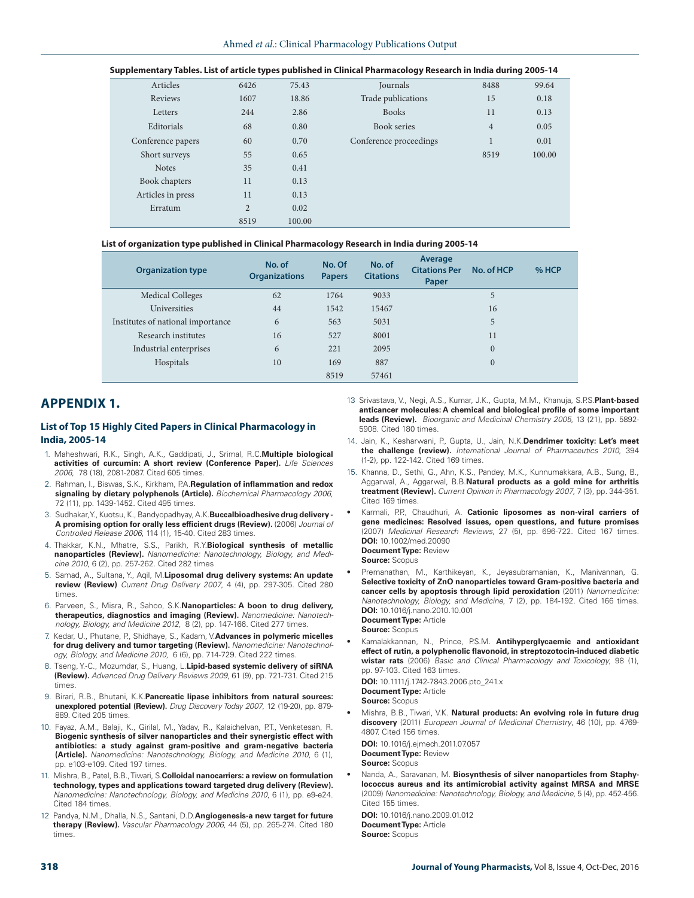**Supplementary Tables. List of article types published in Clinical Pharmacology Research in India during 2005-14**

| | | | | | |
|---|---|---|---|---|---|
| Articles | 6426 | 75.43 | Journals | 8488 | 99.64 |
| Reviews | 1607 | 18.86 | Trade publications | 15 | 0.18 |
| Letters | 244 | 2.86 | Books | 11 | 0.13 |
| Editorials | 68 | 0.80 | Book series | 4 | 0.05 |
| Conference papers | 60 | 0.70 | Conference proceedings | 1 | 0.01 |
| Short surveys | 55 | 0.65 | | 8519 | 100.00 |
| Notes | 35 | 0.41 | | | |
| Book chapters | 11 | 0.13 | | | |
| Articles in press | 11 | 0.13 | | | |
| Erratum | 2 | 0.02 | | | |
| | 8519 | 100.00 | | | |

**List of organization type published in Clinical Pharmacology Research in India during 2005-14**

| Organization type | No. of Organizations | No. Of Papers | No. of Citations | Average Citations Per Paper | No. of HCP | % HCP |
|---|---|---|---|---|---|---|
| Medical Colleges | 62 | 1764 | 9033 | | 5 | |
| Universities | 44 | 1542 | 15467 | | 16 | |
| Institutes of national importance | 6 | 563 | 5031 | | 5 | |
| Research institutes | 16 | 527 | 8001 | | 11 | |
| Industrial enterprises | 6 | 221 | 2095 | | 0 | |
| Hospitals | 10 | 169 | 887 | | 0 | |
| | | 8519 | 57461 | | | |

## APPENDIX 1.

### List of Top 15 Highly Cited Papers in Clinical Pharmacology in India, 2005-14

1. Maheshwari, R.K., Singh, A.K., Gaddipati, J., Srimal, R.C.**Multiple biological activities of curcumin: A short review (Conference Paper).** *Life Sciences 2006,* 78 (18), 2081-2087. Cited 605 times.
2. Rahman, I., Biswas, S.K., Kirkham, P.A.**Regulation of inflammation and redox signaling by dietary polyphenols (Article).** *Biochemical Pharmacology 2006,* 72 (11), pp. 1439-1452. Cited 495 times.
3. Sudhakar, Y., Kuotsu, K., Bandyopadhyay, A.K.**Buccalbioadhesive drug delivery - A promising option for orally less efficient drugs (Review).** (2006) *Journal of Controlled Release 2006*, 114 (1), 15-40. Cited 283 times.
4. Thakkar, K.N., Mhatre, S.S., Parikh, R.Y.**Biological synthesis of metallic nanoparticles (Review).** *Nanomedicine: Nanotechnology, Biology, and Medicine 2010*, 6 (2), pp. 257-262. Cited 282 times
5. Samad, A., Sultana, Y., Aqil, M.**Liposomal drug delivery systems: An update review (Review)** *Current Drug Delivery 2007*, 4 (4), pp. 297-305. Cited 280 times.
6. Parveen, S., Misra, R., Sahoo, S.K.**Nanoparticles: A boon to drug delivery, therapeutics, diagnostics and imaging (Review).** *Nanomedicine: Nanotechnology, Biology, and Medicine 2012,* 8 (2), pp. 147-166. Cited 277 times.
7. Kedar, U., Phutane, P., Shidhaye, S., Kadam, V.**Advances in polymeric micelles for drug delivery and tumor targeting (Review).** *Nanomedicine: Nanotechnology, Biology, and Medicine 2010,* 6 (6), pp. 714-729. Cited 222 times.
8. Tseng, Y.-C., Mozumdar, S., Huang, L.**Lipid-based systemic delivery of siRNA (Review).** *Advanced Drug Delivery Reviews 2009*, 61 (9), pp. 721-731. Cited 215 times.
9. Birari, R.B., Bhutani, K.K.**Pancreatic lipase inhibitors from natural sources: unexplored potential (Review).** *Drug Discovery Today 2007*, 12 (19-20), pp. 879-889. Cited 205 times.
10. Fayaz, A.M., Balaji, K., Girilal, M., Yadav, R., Kalaichelvan, P.T., Venketesan, R. **Biogenic synthesis of silver nanoparticles and their synergistic effect with antibiotics: a study against gram-positive and gram-negative bacteria (Article).** *Nanomedicine: Nanotechnology, Biology, and Medicine 2010*, 6 (1), pp. e103-e109. Cited 197 times.
11. Mishra, B., Patel, B.B., Tiwari, S.**Colloidal nanocarriers: a review on formulation technology, types and applications toward targeted drug delivery (Review).** *Nanomedicine: Nanotechnology, Biology, and Medicine 2010*, 6 (1), pp. e9-e24. Cited 184 times.
12. Pandya, N.M., Dhalla, N.S., Santani, D.D.**Angiogenesis-a new target for future therapy (Review).** *Vascular Pharmacology 2006*, 44 (5), pp. 265-274. Cited 180 times.
13. Srivastava, V., Negi, A.S., Kumar, J.K., Gupta, M.M., Khanuja, S.P.S.**Plant-based anticancer molecules: A chemical and biological profile of some important leads (Review).** *Bioorganic and Medicinal Chemistry 2005*, 13 (21), pp. 5892-5908. Cited 180 times.
14. Jain, K., Kesharwani, P., Gupta, U., Jain, N.K.**Dendrimer toxicity: Let's meet the challenge (review).** *International Journal of Pharmaceutics 2010,* 394 (1-2), pp. 122-142. Cited 169 times.
15. Khanna, D., Sethi, G., Ahn, K.S., Pandey, M.K., Kunnumakkara, A.B., Sung, B., Aggarwal, A., Aggarwal, B.B.**Natural products as a gold mine for arthritis treatment (Review).** *Current Opinion in Pharmacology 2007*, 7 (3), pp. 344-351. Cited 169 times.

- Karmali, P.P., Chaudhuri, A. **Cationic liposomes as non-viral carriers of gene medicines: Resolved issues, open questions, and future promises** (2007) *Medicinal Research Reviews*, 27 (5), pp. 696-722. Cited 167 times.
  **DOI:** 10.1002/med.20090
  **Document Type:** Review
  **Source:** Scopus
- Premanathan, M., Karthikeyan, K., Jeyasubramanian, K., Manivannan, G. **Selective toxicity of ZnO nanoparticles toward Gram-positive bacteria and cancer cells by apoptosis through lipid peroxidation** (2011) *Nanomedicine: Nanotechnology, Biology, and Medicine*, 7 (2), pp. 184-192. Cited 166 times.
  **DOI:** 10.1016/j.nano.2010.10.001
  **Document Type:** Article
  **Source:** Scopus
- Kamalakkannan, N., Prince, P.S.M. **Antihyperglycaemic and antioxidant effect of rutin, a polyphenolic flavonoid, in streptozotocin-induced diabetic wistar rats** (2006) *Basic and Clinical Pharmacology and Toxicology*, 98 (1), pp. 97-103. Cited 163 times.
  **DOI:** 10.1111/j.1742-7843.2006.pto_241.x
  **Document Type:** Article
  **Source:** Scopus
- Mishra, B.B., Tiwari, V.K. **Natural products: An evolving role in future drug discovery** (2011) *European Journal of Medicinal Chemistry*, 46 (10), pp. 4769-4807. Cited 156 times.
  **DOI:** 10.1016/j.ejmech.2011.07.057
  **Document Type:** Review
  **Source:** Scopus
- Nanda, A., Saravanan, M. **Biosynthesis of silver nanoparticles from Staphylococcus aureus and its antimicrobial activity against MRSA and MRSE** (2009) *Nanomedicine: Nanotechnology, Biology, and Medicine,* 5 (4), pp. 452-456. Cited 155 times.
  **DOI:** 10.1016/j.nano.2009.01.012
  **Document Type:** Article
  **Source:** Scopus